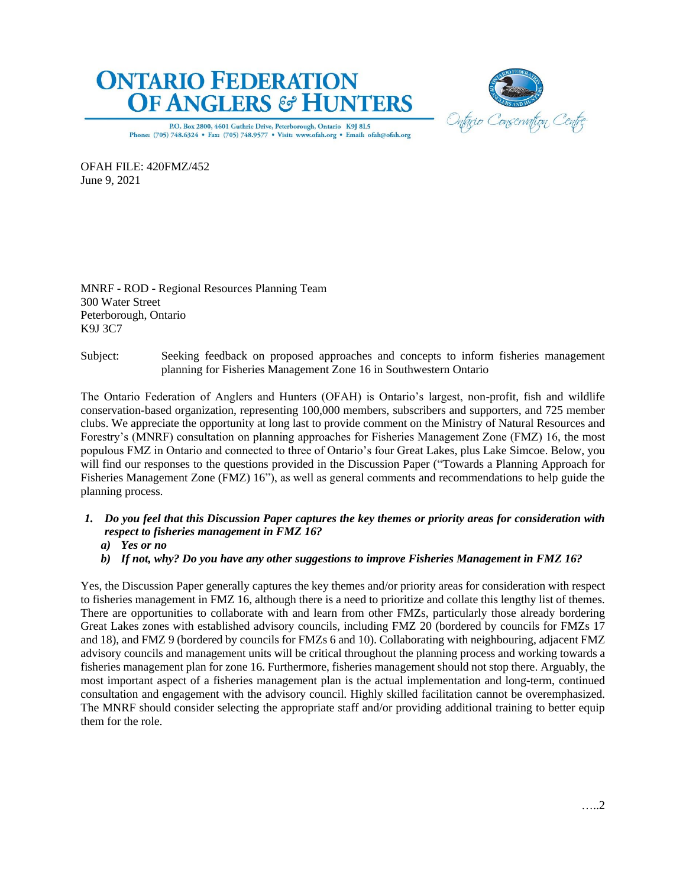# ONTARIO FEDERATION OF ANGLERS & HUNTERS

P.O. Box 2800, 4601 Guthrie Drive, Peterborough, Ontario K9J 8L5
Phone: (705) 748.6324 • Fax: (705) 748.9577 • Visit: www.ofah.org • Email: ofah@ofah.org

Ontario Conservation Centre

OFAH FILE: 420FMZ/452
June 9, 2021

MNRF - ROD - Regional Resources Planning Team
300 Water Street
Peterborough, Ontario
K9J 3C7

Subject: Seeking feedback on proposed approaches and concepts to inform fisheries management planning for Fisheries Management Zone 16 in Southwestern Ontario

The Ontario Federation of Anglers and Hunters (OFAH) is Ontario's largest, non-profit, fish and wildlife conservation-based organization, representing 100,000 members, subscribers and supporters, and 725 member clubs. We appreciate the opportunity at long last to provide comment on the Ministry of Natural Resources and Forestry's (MNRF) consultation on planning approaches for Fisheries Management Zone (FMZ) 16, the most populous FMZ in Ontario and connected to three of Ontario's four Great Lakes, plus Lake Simcoe. Below, you will find our responses to the questions provided in the Discussion Paper ("Towards a Planning Approach for Fisheries Management Zone (FMZ) 16"), as well as general comments and recommendations to help guide the planning process.

1. ***Do you feel that this Discussion Paper captures the key themes or priority areas for consideration with respect to fisheries management in FMZ 16?***
   a) ***Yes or no***
   b) ***If not, why? Do you have any other suggestions to improve Fisheries Management in FMZ 16?***

Yes, the Discussion Paper generally captures the key themes and/or priority areas for consideration with respect to fisheries management in FMZ 16, although there is a need to prioritize and collate this lengthy list of themes. There are opportunities to collaborate with and learn from other FMZs, particularly those already bordering Great Lakes zones with established advisory councils, including FMZ 20 (bordered by councils for FMZs 17 and 18), and FMZ 9 (bordered by councils for FMZs 6 and 10). Collaborating with neighbouring, adjacent FMZ advisory councils and management units will be critical throughout the planning process and working towards a fisheries management plan for zone 16. Furthermore, fisheries management should not stop there. Arguably, the most important aspect of a fisheries management plan is the actual implementation and long-term, continued consultation and engagement with the advisory council. Highly skilled facilitation cannot be overemphasized. The MNRF should consider selecting the appropriate staff and/or providing additional training to better equip them for the role.

…..2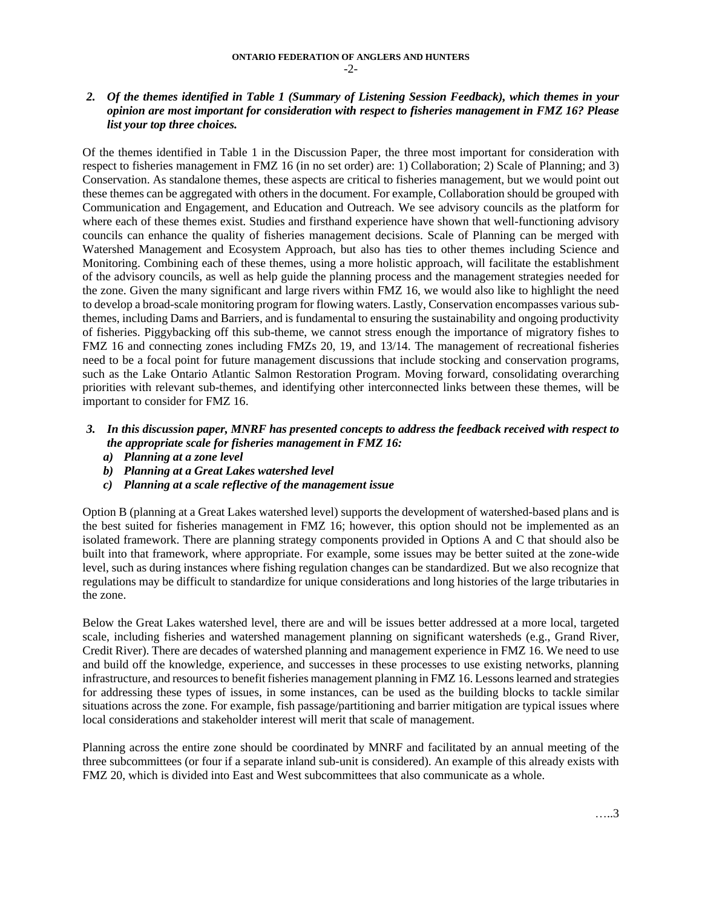***2. Of the themes identified in Table 1 (Summary of Listening Session Feedback), which themes in your opinion are most important for consideration with respect to fisheries management in FMZ 16? Please list your top three choices.***

Of the themes identified in Table 1 in the Discussion Paper, the three most important for consideration with respect to fisheries management in FMZ 16 (in no set order) are: 1) Collaboration; 2) Scale of Planning; and 3) Conservation. As standalone themes, these aspects are critical to fisheries management, but we would point out these themes can be aggregated with others in the document. For example, Collaboration should be grouped with Communication and Engagement, and Education and Outreach. We see advisory councils as the platform for where each of these themes exist. Studies and firsthand experience have shown that well-functioning advisory councils can enhance the quality of fisheries management decisions. Scale of Planning can be merged with Watershed Management and Ecosystem Approach, but also has ties to other themes including Science and Monitoring. Combining each of these themes, using a more holistic approach, will facilitate the establishment of the advisory councils, as well as help guide the planning process and the management strategies needed for the zone. Given the many significant and large rivers within FMZ 16, we would also like to highlight the need to develop a broad-scale monitoring program for flowing waters. Lastly, Conservation encompasses various sub-themes, including Dams and Barriers, and is fundamental to ensuring the sustainability and ongoing productivity of fisheries. Piggybacking off this sub-theme, we cannot stress enough the importance of migratory fishes to FMZ 16 and connecting zones including FMZs 20, 19, and 13/14. The management of recreational fisheries need to be a focal point for future management discussions that include stocking and conservation programs, such as the Lake Ontario Atlantic Salmon Restoration Program. Moving forward, consolidating overarching priorities with relevant sub-themes, and identifying other interconnected links between these themes, will be important to consider for FMZ 16.

***3. In this discussion paper, MNRF has presented concepts to address the feedback received with respect to the appropriate scale for fisheries management in FMZ 16:***

***a) Planning at a zone level***
***b) Planning at a Great Lakes watershed level***
***c) Planning at a scale reflective of the management issue***

Option B (planning at a Great Lakes watershed level) supports the development of watershed-based plans and is the best suited for fisheries management in FMZ 16; however, this option should not be implemented as an isolated framework. There are planning strategy components provided in Options A and C that should also be built into that framework, where appropriate. For example, some issues may be better suited at the zone-wide level, such as during instances where fishing regulation changes can be standardized. But we also recognize that regulations may be difficult to standardize for unique considerations and long histories of the large tributaries in the zone.

Below the Great Lakes watershed level, there are and will be issues better addressed at a more local, targeted scale, including fisheries and watershed management planning on significant watersheds (e.g., Grand River, Credit River). There are decades of watershed planning and management experience in FMZ 16. We need to use and build off the knowledge, experience, and successes in these processes to use existing networks, planning infrastructure, and resources to benefit fisheries management planning in FMZ 16. Lessons learned and strategies for addressing these types of issues, in some instances, can be used as the building blocks to tackle similar situations across the zone. For example, fish passage/partitioning and barrier mitigation are typical issues where local considerations and stakeholder interest will merit that scale of management.

Planning across the entire zone should be coordinated by MNRF and facilitated by an annual meeting of the three subcommittees (or four if a separate inland sub-unit is considered). An example of this already exists with FMZ 20, which is divided into East and West subcommittees that also communicate as a whole.

…..3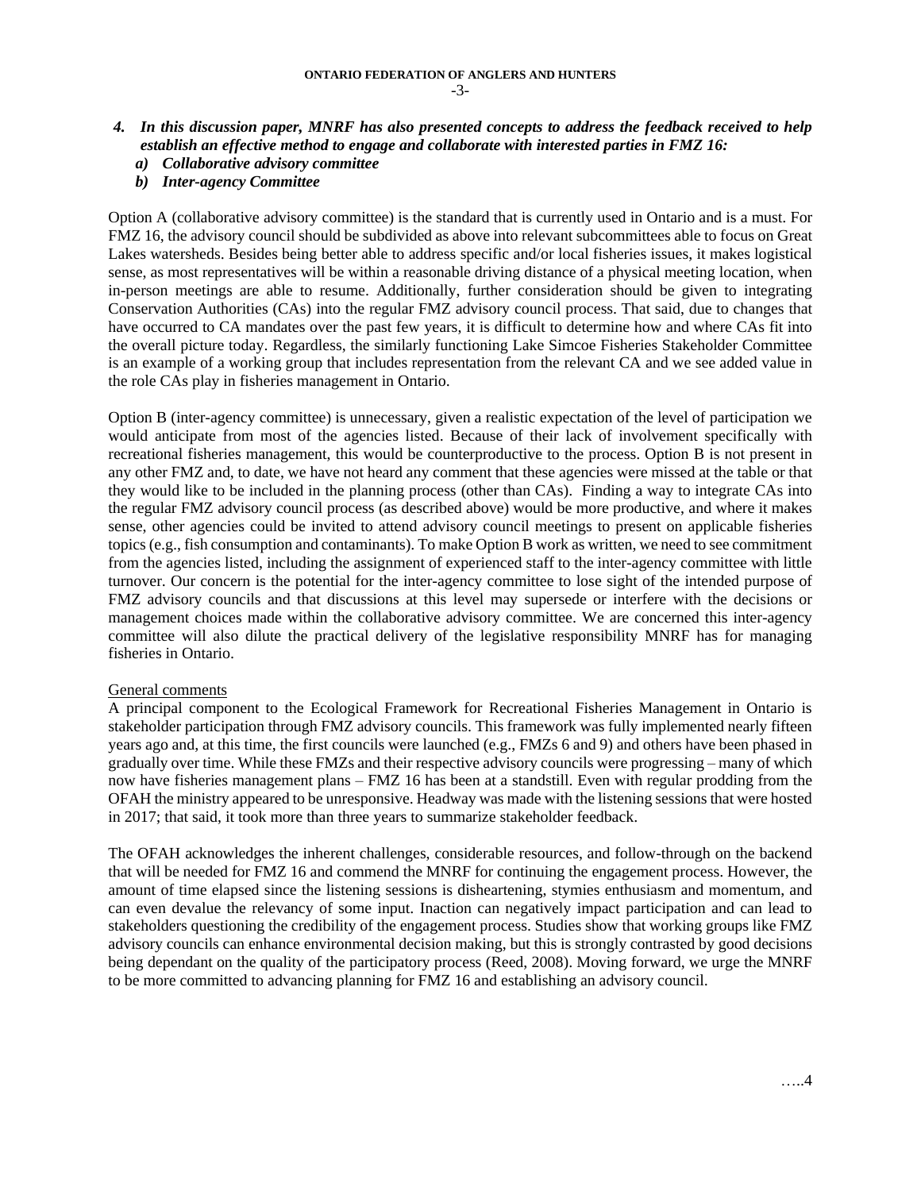4. ***In this discussion paper, MNRF has also presented concepts to address the feedback received to help establish an effective method to engage and collaborate with interested parties in FMZ 16:***
   a) ***Collaborative advisory committee***
   b) ***Inter-agency Committee***

Option A (collaborative advisory committee) is the standard that is currently used in Ontario and is a must. For FMZ 16, the advisory council should be subdivided as above into relevant subcommittees able to focus on Great Lakes watersheds. Besides being better able to address specific and/or local fisheries issues, it makes logistical sense, as most representatives will be within a reasonable driving distance of a physical meeting location, when in-person meetings are able to resume. Additionally, further consideration should be given to integrating Conservation Authorities (CAs) into the regular FMZ advisory council process. That said, due to changes that have occurred to CA mandates over the past few years, it is difficult to determine how and where CAs fit into the overall picture today. Regardless, the similarly functioning Lake Simcoe Fisheries Stakeholder Committee is an example of a working group that includes representation from the relevant CA and we see added value in the role CAs play in fisheries management in Ontario.

Option B (inter-agency committee) is unnecessary, given a realistic expectation of the level of participation we would anticipate from most of the agencies listed. Because of their lack of involvement specifically with recreational fisheries management, this would be counterproductive to the process. Option B is not present in any other FMZ and, to date, we have not heard any comment that these agencies were missed at the table or that they would like to be included in the planning process (other than CAs). Finding a way to integrate CAs into the regular FMZ advisory council process (as described above) would be more productive, and where it makes sense, other agencies could be invited to attend advisory council meetings to present on applicable fisheries topics (e.g., fish consumption and contaminants). To make Option B work as written, we need to see commitment from the agencies listed, including the assignment of experienced staff to the inter-agency committee with little turnover. Our concern is the potential for the inter-agency committee to lose sight of the intended purpose of FMZ advisory councils and that discussions at this level may supersede or interfere with the decisions or management choices made within the collaborative advisory committee. We are concerned this inter-agency committee will also dilute the practical delivery of the legislative responsibility MNRF has for managing fisheries in Ontario.

General comments

A principal component to the Ecological Framework for Recreational Fisheries Management in Ontario is stakeholder participation through FMZ advisory councils. This framework was fully implemented nearly fifteen years ago and, at this time, the first councils were launched (e.g., FMZs 6 and 9) and others have been phased in gradually over time. While these FMZs and their respective advisory councils were progressing – many of which now have fisheries management plans – FMZ 16 has been at a standstill. Even with regular prodding from the OFAH the ministry appeared to be unresponsive. Headway was made with the listening sessions that were hosted in 2017; that said, it took more than three years to summarize stakeholder feedback.

The OFAH acknowledges the inherent challenges, considerable resources, and follow-through on the backend that will be needed for FMZ 16 and commend the MNRF for continuing the engagement process. However, the amount of time elapsed since the listening sessions is disheartening, stymies enthusiasm and momentum, and can even devalue the relevancy of some input. Inaction can negatively impact participation and can lead to stakeholders questioning the credibility of the engagement process. Studies show that working groups like FMZ advisory councils can enhance environmental decision making, but this is strongly contrasted by good decisions being dependant on the quality of the participatory process (Reed, 2008). Moving forward, we urge the MNRF to be more committed to advancing planning for FMZ 16 and establishing an advisory council.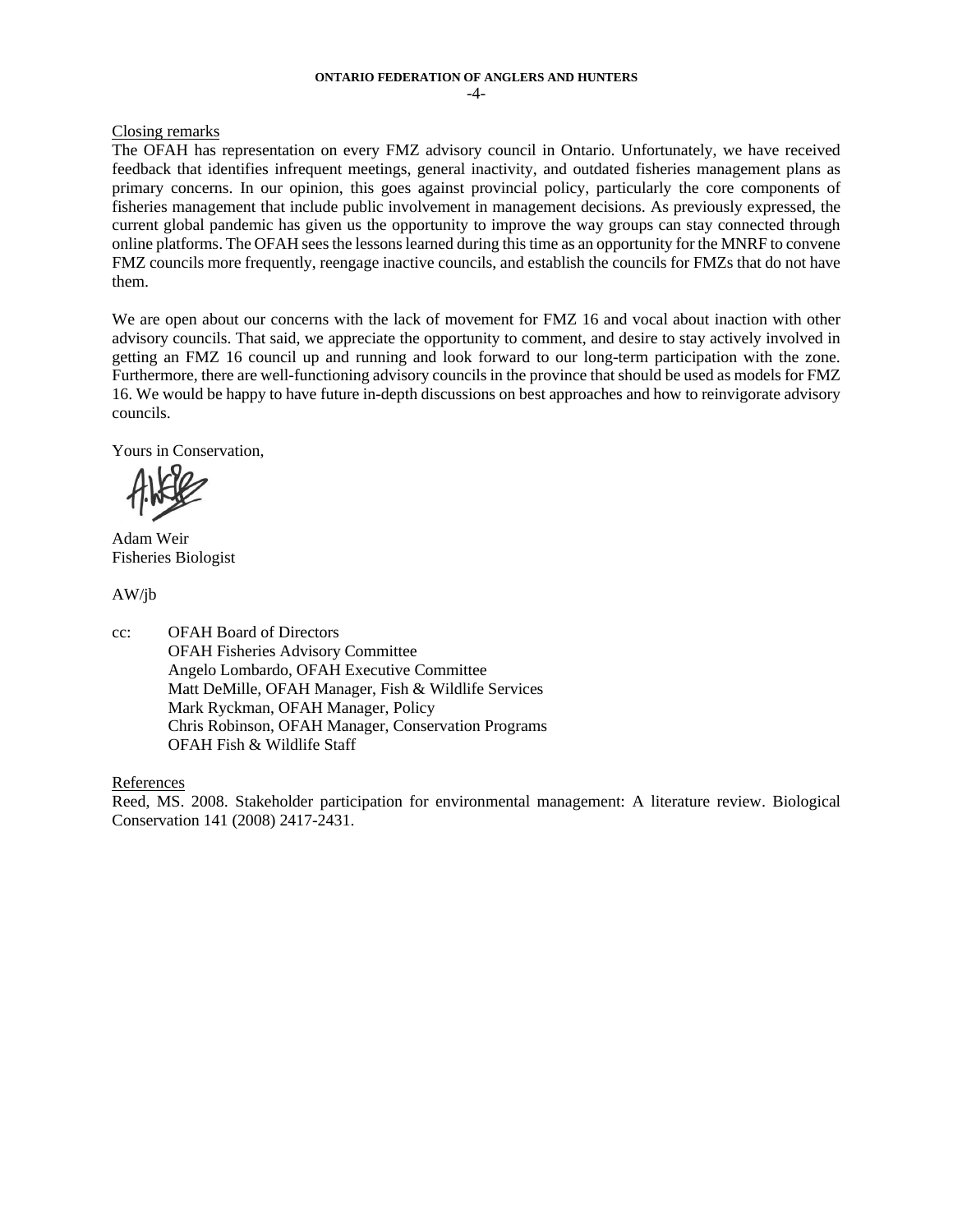Closing remarks

The OFAH has representation on every FMZ advisory council in Ontario. Unfortunately, we have received feedback that identifies infrequent meetings, general inactivity, and outdated fisheries management plans as primary concerns. In our opinion, this goes against provincial policy, particularly the core components of fisheries management that include public involvement in management decisions. As previously expressed, the current global pandemic has given us the opportunity to improve the way groups can stay connected through online platforms. The OFAH sees the lessons learned during this time as an opportunity for the MNRF to convene FMZ councils more frequently, reengage inactive councils, and establish the councils for FMZs that do not have them.

We are open about our concerns with the lack of movement for FMZ 16 and vocal about inaction with other advisory councils. That said, we appreciate the opportunity to comment, and desire to stay actively involved in getting an FMZ 16 council up and running and look forward to our long-term participation with the zone. Furthermore, there are well-functioning advisory councils in the province that should be used as models for FMZ 16. We would be happy to have future in-depth discussions on best approaches and how to reinvigorate advisory councils.

Yours in Conservation,

Adam Weir
Fisheries Biologist

AW/jb

cc: OFAH Board of Directors
OFAH Fisheries Advisory Committee
Angelo Lombardo, OFAH Executive Committee
Matt DeMille, OFAH Manager, Fish & Wildlife Services
Mark Ryckman, OFAH Manager, Policy
Chris Robinson, OFAH Manager, Conservation Programs
OFAH Fish & Wildlife Staff

References

Reed, MS. 2008. Stakeholder participation for environmental management: A literature review. Biological Conservation 141 (2008) 2417-2431.